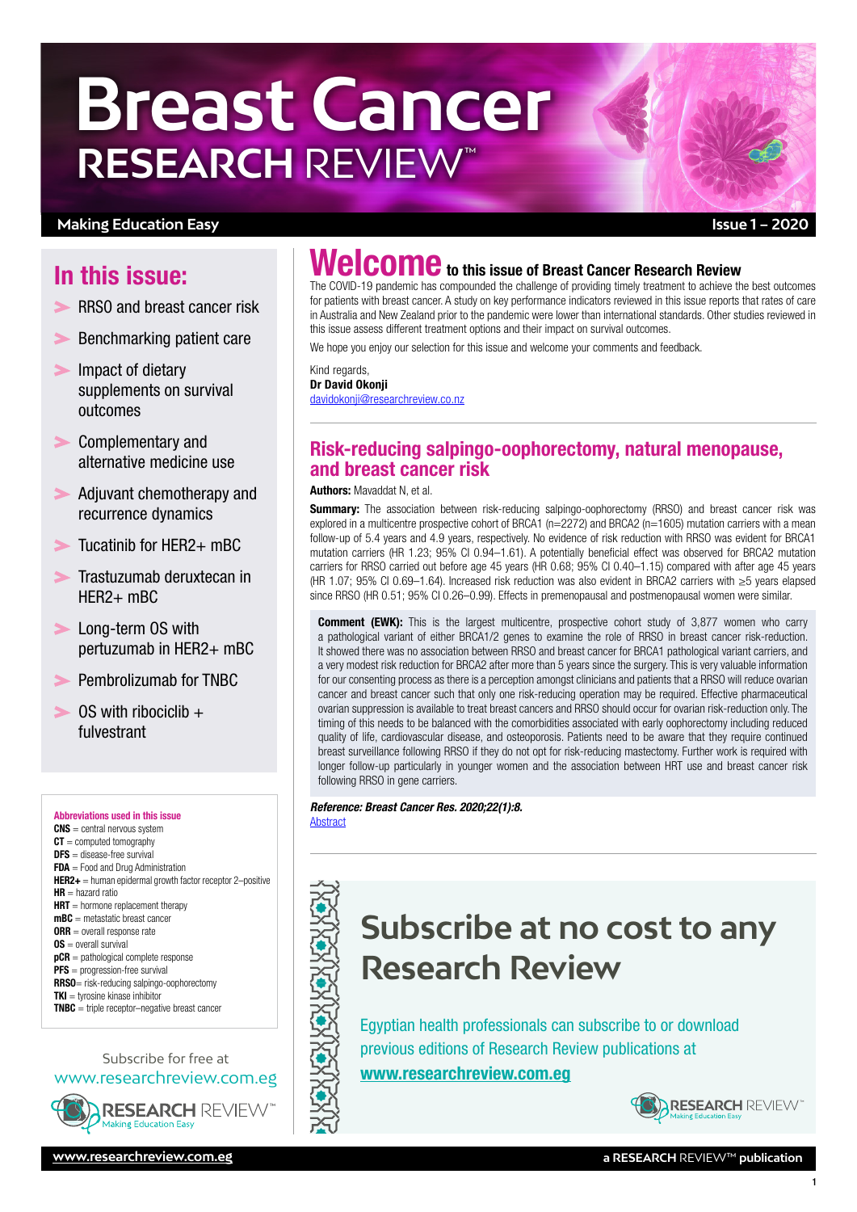# Breast Cancer RESEARCH REVIEW™

**Making Education Easy** | **Issue 1 – 2020**

## In this issue:

- RRSO and breast cancer risk
- Benchmarking patient care
- Impact of dietary supplements on survival outcomes
- Complementary and alternative medicine use
- Adjuvant chemotherapy and recurrence dynamics
- Tucatinib for HER2+ mBC
- Trastuzumab deruxtecan in HER2+ mBC
- Long-term OS with pertuzumab in HER2+ mBC
- Pembrolizumab for TNBC
- OS with ribociclib + fulvestrant

**Abbreviations used in this issue**

**CNS** = central nervous system
**CT** = computed tomography
**DFS** = disease-free survival
**FDA** = Food and Drug Administration
**HER2+** = human epidermal growth factor receptor 2–positive
**HR** = hazard ratio
**HRT** = hormone replacement therapy
**mBC** = metastatic breast cancer
**ORR** = overall response rate
**OS** = overall survival
**pCR** = pathological complete response
**PFS** = progression-free survival
**RRSO**= risk-reducing salpingo-oophorectomy
**TKI** = tyrosine kinase inhibitor
**TNBC** = triple receptor–negative breast cancer

Subscribe for free at
www.researchreview.com.eg

# Welcome to this issue of Breast Cancer Research Review

The COVID-19 pandemic has compounded the challenge of providing timely treatment to achieve the best outcomes for patients with breast cancer. A study on key performance indicators reviewed in this issue reports that rates of care in Australia and New Zealand prior to the pandemic were lower than international standards. Other studies reviewed in this issue assess different treatment options and their impact on survival outcomes.

We hope you enjoy our selection for this issue and welcome your comments and feedback.

Kind regards,
**Dr David Okonji**
davidokonji@researchreview.co.nz

## Risk-reducing salpingo-oophorectomy, natural menopause, and breast cancer risk

**Authors:** Mavaddat N, et al.

**Summary:** The association between risk-reducing salpingo-oophorectomy (RRSO) and breast cancer risk was explored in a multicentre prospective cohort of BRCA1 (n=2272) and BRCA2 (n=1605) mutation carriers with a mean follow-up of 5.4 years and 4.9 years, respectively. No evidence of risk reduction with RRSO was evident for BRCA1 mutation carriers (HR 1.23; 95% CI 0.94–1.61). A potentially beneficial effect was observed for BRCA2 mutation carriers for RRSO carried out before age 45 years (HR 0.68; 95% CI 0.40–1.15) compared with after age 45 years (HR 1.07; 95% CI 0.69–1.64). Increased risk reduction was also evident in BRCA2 carriers with ≥5 years elapsed since RRSO (HR 0.51; 95% CI 0.26–0.99). Effects in premenopausal and postmenopausal women were similar.

**Comment (EWK):** This is the largest multicentre, prospective cohort study of 3,877 women who carry a pathological variant of either BRCA1/2 genes to examine the role of RRSO in breast cancer risk-reduction. It showed there was no association between RRSO and breast cancer for BRCA1 pathological variant carriers, and a very modest risk reduction for BRCA2 after more than 5 years since the surgery. This is very valuable information for our consenting process as there is a perception amongst clinicians and patients that a RRSO will reduce ovarian cancer and breast cancer such that only one risk-reducing operation may be required. Effective pharmaceutical ovarian suppression is available to treat breast cancers and RRSO should occur for ovarian risk-reduction only. The timing of this needs to be balanced with the comorbidities associated with early oophorectomy including reduced quality of life, cardiovascular disease, and osteoporosis. Patients need to be aware that they require continued breast surveillance following RRSO if they do not opt for risk-reducing mastectomy. Further work is required with longer follow-up particularly in younger women and the association between HRT use and breast cancer risk following RRSO in gene carriers.

***Reference: Breast Cancer Res. 2020;22(1):8.***
Abstract

## Subscribe at no cost to any Research Review

Egyptian health professionals can subscribe to or download previous editions of Research Review publications at **www.researchreview.com.eg**

www.researchreview.com.eg | a RESEARCH REVIEW™ publication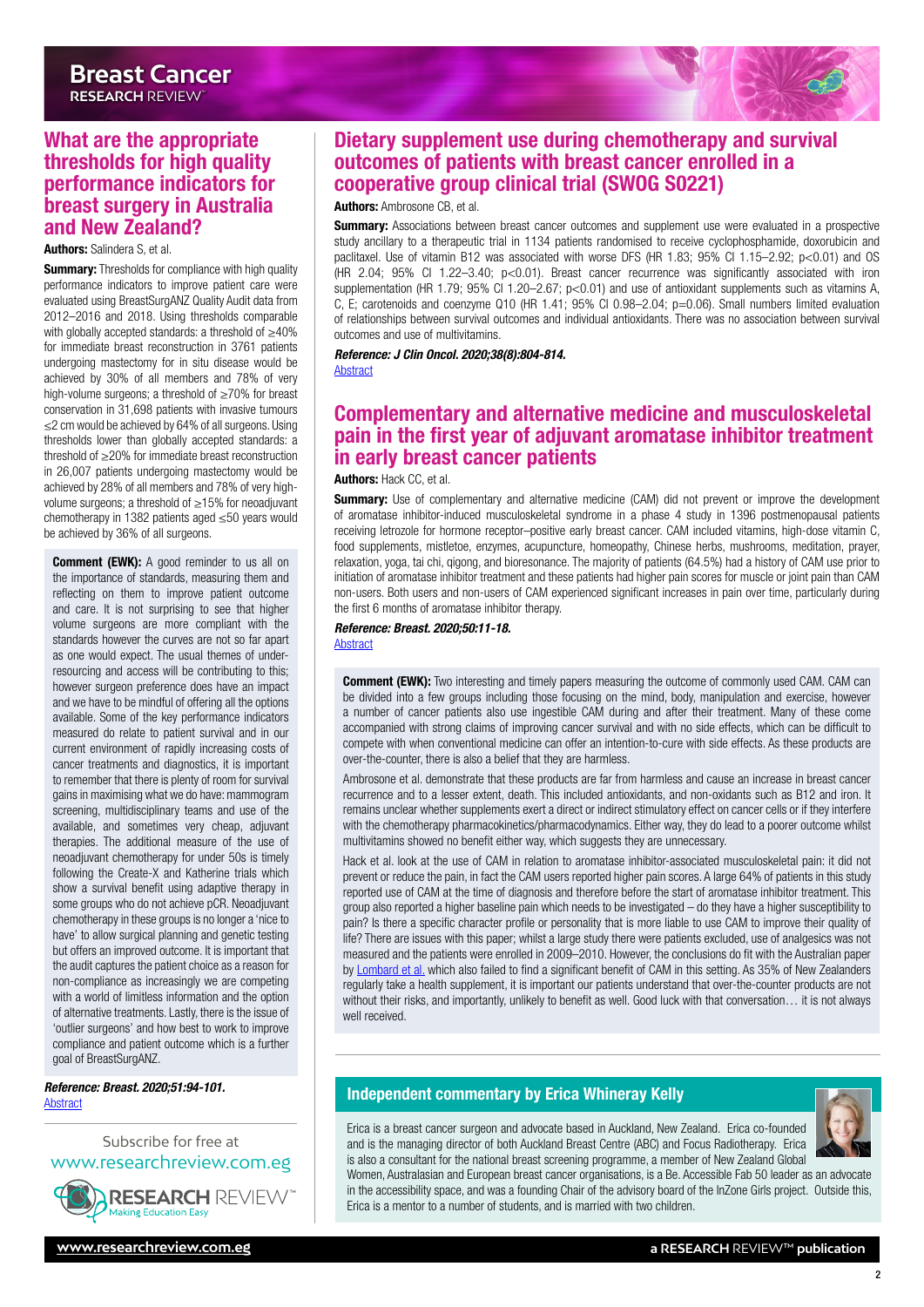## What are the appropriate thresholds for high quality performance indicators for breast surgery in Australia and New Zealand?

**Authors:** Salindera S, et al.

**Summary:** Thresholds for compliance with high quality performance indicators to improve patient care were evaluated using BreastSurgANZ Quality Audit data from 2012–2016 and 2018. Using thresholds comparable with globally accepted standards: a threshold of ≥40% for immediate breast reconstruction in 3761 patients undergoing mastectomy for in situ disease would be achieved by 30% of all members and 78% of very high-volume surgeons; a threshold of ≥70% for breast conservation in 31,698 patients with invasive tumours ≤2 cm would be achieved by 64% of all surgeons. Using thresholds lower than globally accepted standards: a threshold of ≥20% for immediate breast reconstruction in 26,007 patients undergoing mastectomy would be achieved by 28% of all members and 78% of very high-volume surgeons; a threshold of ≥15% for neoadjuvant chemotherapy in 1382 patients aged ≤50 years would be achieved by 36% of all surgeons.

**Comment (EWK):** A good reminder to us all on the importance of standards, measuring them and reflecting on them to improve patient outcome and care. It is not surprising to see that higher volume surgeons are more compliant with the standards however the curves are not so far apart as one would expect. The usual themes of under-resourcing and access will be contributing to this; however surgeon preference does have an impact and we have to be mindful of offering all the options available. Some of the key performance indicators measured do relate to patient survival and in our current environment of rapidly increasing costs of cancer treatments and diagnostics, it is important to remember that there is plenty of room for survival gains in maximising what we do have: mammogram screening, multidisciplinary teams and use of the available, and sometimes very cheap, adjuvant therapies. The additional measure of the use of neoadjuvant chemotherapy for under 50s is timely following the Create-X and Katherine trials which show a survival benefit using adaptive therapy in some groups who do not achieve pCR. Neoadjuvant chemotherapy in these groups is no longer a 'nice to have' to allow surgical planning and genetic testing but offers an improved outcome. It is important that the audit captures the patient choice as a reason for non-compliance as increasingly we are competing with a world of limitless information and the option of alternative treatments. Lastly, there is the issue of 'outlier surgeons' and how best to work to improve compliance and patient outcome which is a further goal of BreastSurgANZ.

***Reference: Breast. 2020;51:94-101.***
[Abstract]

Subscribe for free at www.researchreview.com.eg

## Dietary supplement use during chemotherapy and survival outcomes of patients with breast cancer enrolled in a cooperative group clinical trial (SWOG S0221)

**Authors:** Ambrosone CB, et al.

**Summary:** Associations between breast cancer outcomes and supplement use were evaluated in a prospective study ancillary to a therapeutic trial in 1134 patients randomised to receive cyclophosphamide, doxorubicin and paclitaxel. Use of vitamin B12 was associated with worse DFS (HR 1.83; 95% CI 1.15–2.92; $p<0.01$) and OS (HR 2.04; 95% CI 1.22–3.40; $p<0.01$). Breast cancer recurrence was significantly associated with iron supplementation (HR 1.79; 95% CI 1.20–2.67; $p<0.01$) and use of antioxidant supplements such as vitamins A, C, E; carotenoids and coenzyme Q10 (HR 1.41; 95% CI 0.98–2.04; $p=0.06$). Small numbers limited evaluation of relationships between survival outcomes and individual antioxidants. There was no association between survival outcomes and use of multivitamins.

***Reference: J Clin Oncol. 2020;38(8):804-814.***
[Abstract]

## Complementary and alternative medicine and musculoskeletal pain in the first year of adjuvant aromatase inhibitor treatment in early breast cancer patients

**Authors:** Hack CC, et al.

**Summary:** Use of complementary and alternative medicine (CAM) did not prevent or improve the development of aromatase inhibitor-induced musculoskeletal syndrome in a phase 4 study in 1396 postmenopausal patients receiving letrozole for hormone receptor–positive early breast cancer. CAM included vitamins, high-dose vitamin C, food supplements, mistletoe, enzymes, acupuncture, homeopathy, Chinese herbs, mushrooms, meditation, prayer, relaxation, yoga, tai chi, qigong, and bioresonance. The majority of patients (64.5%) had a history of CAM use prior to initiation of aromatase inhibitor treatment and these patients had higher pain scores for muscle or joint pain than CAM non-users. Both users and non-users of CAM experienced significant increases in pain over time, particularly during the first 6 months of aromatase inhibitor therapy.

***Reference: Breast. 2020;50:11-18.***
[Abstract]

**Comment (EWK):** Two interesting and timely papers measuring the outcome of commonly used CAM. CAM can be divided into a few groups including those focusing on the mind, body, manipulation and exercise, however a number of cancer patients also use ingestible CAM during and after their treatment. Many of these come accompanied with strong claims of improving cancer survival and with no side effects, which can be difficult to compete with when conventional medicine can offer an intention-to-cure with side effects. As these products are over-the-counter, there is also a belief that they are harmless.

Ambrosone et al. demonstrate that these products are far from harmless and cause an increase in breast cancer recurrence and to a lesser extent, death. This included antioxidants, and non-oxidants such as B12 and iron. It remains unclear whether supplements exert a direct or indirect stimulatory effect on cancer cells or if they interfere with the chemotherapy pharmacokinetics/pharmacodynamics. Either way, they do lead to a poorer outcome whilst multivitamins showed no benefit either way, which suggests they are unnecessary.

Hack et al. look at the use of CAM in relation to aromatase inhibitor-associated musculoskeletal pain: it did not prevent or reduce the pain, in fact the CAM users reported higher pain scores. A large 64% of patients in this study reported use of CAM at the time of diagnosis and therefore before the start of aromatase inhibitor treatment. This group also reported a higher baseline pain which needs to be investigated – do they have a higher susceptibility to pain? Is there a specific character profile or personality that is more liable to use CAM to improve their quality of life? There are issues with this paper; whilst a large study there were patients excluded, use of analgesics was not measured and the patients were enrolled in 2009–2010. However, the conclusions do fit with the Australian paper by Lombard et al. which also failed to find a significant benefit of CAM in this setting. As 35% of New Zealanders regularly take a health supplement, it is important our patients understand that over-the-counter products are not without their risks, and importantly, unlikely to benefit as well. Good luck with that conversation… it is not always well received.

### Independent commentary by Erica Whineray Kelly

Erica is a breast cancer surgeon and advocate based in Auckland, New Zealand. Erica co-founded and is the managing director of both Auckland Breast Centre (ABC) and Focus Radiotherapy. Erica is also a consultant for the national breast screening programme, a member of New Zealand Global Women, Australasian and European breast cancer organisations, is a Be. Accessible Fab 50 leader as an advocate in the accessibility space, and was a founding Chair of the advisory board of the InZone Girls project. Outside this, Erica is a mentor to a number of students, and is married with two children.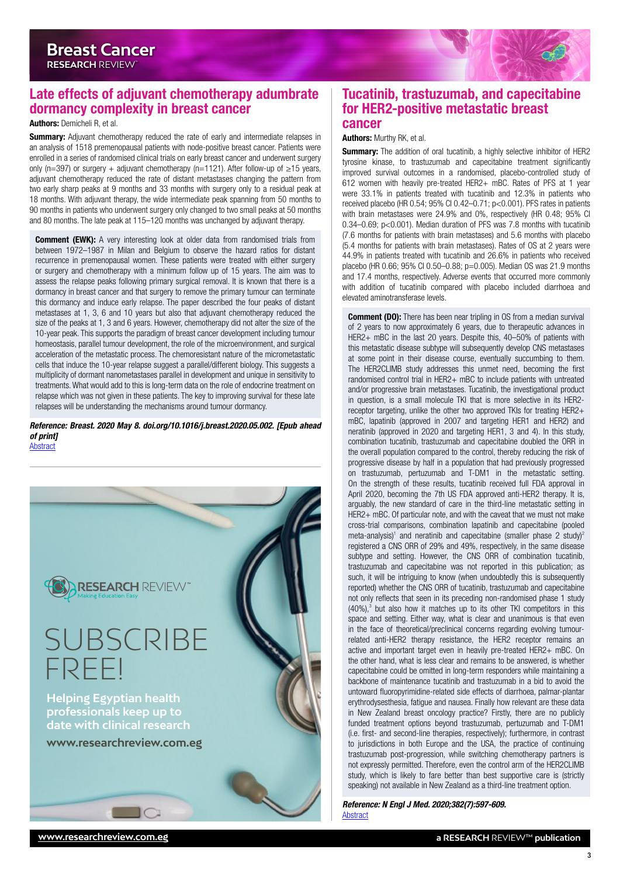## Late effects of adjuvant chemotherapy adumbrate dormancy complexity in breast cancer

**Authors:** Demicheli R, et al.

**Summary:** Adjuvant chemotherapy reduced the rate of early and intermediate relapses in an analysis of 1518 premenopausal patients with node-positive breast cancer. Patients were enrolled in a series of randomised clinical trials on early breast cancer and underwent surgery only (n=397) or surgery + adjuvant chemotherapy (n=1121). After follow-up of ≥15 years, adjuvant chemotherapy reduced the rate of distant metastases changing the pattern from two early sharp peaks at 9 months and 33 months with surgery only to a residual peak at 18 months. With adjuvant therapy, the wide intermediate peak spanning from 50 months to 90 months in patients who underwent surgery only changed to two small peaks at 50 months and 80 months. The late peak at 115–120 months was unchanged by adjuvant therapy.

**Comment (EWK):** A very interesting look at older data from randomised trials from between 1972–1987 in Milan and Belgium to observe the hazard ratios for distant recurrence in premenopausal women. These patients were treated with either surgery or surgery and chemotherapy with a minimum follow up of 15 years. The aim was to assess the relapse peaks following primary surgical removal. It is known that there is a dormancy in breast cancer and that surgery to remove the primary tumour can terminate this dormancy and induce early relapse. The paper described the four peaks of distant metastases at 1, 3, 6 and 10 years but also that adjuvant chemotherapy reduced the size of the peaks at 1, 3 and 6 years. However, chemotherapy did not alter the size of the 10-year peak. This supports the paradigm of breast cancer development including tumour homeostasis, parallel tumour development, the role of the microenvironment, and surgical acceleration of the metastatic process. The chemoresistant nature of the micrometastatic cells that induce the 10-year relapse suggest a parallel/different biology. This suggests a multiplicity of dormant nanometastases parallel in development and unique in sensitivity to treatments. What would add to this is long-term data on the role of endocrine treatment on relapse which was not given in these patients. The key to improving survival for these late relapses will be understanding the mechanisms around tumour dormancy.

***Reference: Breast. 2020 May 8. doi.org/10.1016/j.breast.2020.05.002. [Epub ahead of print]***
Abstract

RESEARCH REVIEW™ Making Education Easy

SUBSCRIBE FREE!

Helping Egyptian health professionals keep up to date with clinical research

www.researchreview.com.eg

## Tucatinib, trastuzumab, and capecitabine for HER2-positive metastatic breast cancer

**Authors:** Murthy RK, et al.

**Summary:** The addition of oral tucatinib, a highly selective inhibitor of HER2 tyrosine kinase, to trastuzumab and capecitabine treatment significantly improved survival outcomes in a randomised, placebo-controlled study of 612 women with heavily pre-treated HER2+ mBC. Rates of PFS at 1 year were 33.1% in patients treated with tucatinib and 12.3% in patients who received placebo (HR 0.54; 95% CI 0.42–0.71; p<0.001). PFS rates in patients with brain metastases were 24.9% and 0%, respectively (HR 0.48; 95% CI 0.34–0.69; p<0.001). Median duration of PFS was 7.8 months with tucatinib (7.6 months for patients with brain metastases) and 5.6 months with placebo (5.4 months for patients with brain metastases). Rates of OS at 2 years were 44.9% in patients treated with tucatinib and 26.6% in patients who received placebo (HR 0.66; 95% CI 0.50–0.88; p=0.005). Median OS was 21.9 months and 17.4 months, respectively. Adverse events that occurred more commonly with addition of tucatinib compared with placebo included diarrhoea and elevated aminotransferase levels.

**Comment (DO):** There has been near tripling in OS from a median survival of 2 years to now approximately 6 years, due to therapeutic advances in HER2+ mBC in the last 20 years. Despite this, 40–50% of patients with this metastatic disease subtype will subsequently develop CNS metastases at some point in their disease course, eventually succumbing to them. The HER2CLIMB study addresses this unmet need, becoming the first randomised control trial in HER2+ mBC to include patients with untreated and/or progressive brain metastases. Tucatinib, the investigational product in question, is a small molecule TKI that is more selective in its HER2-receptor targeting, unlike the other two approved TKIs for treating HER2+ mBC, lapatinib (approved in 2007 and targeting HER1 and HER2) and neratinib (approved in 2020 and targeting HER1, 3 and 4). In this study, combination tucatinib, trastuzumab and capecitabine doubled the ORR in the overall population compared to the control, thereby reducing the risk of progressive disease by half in a population that had previously progressed on trastuzumab, pertuzumab and T-DM1 in the metastatic setting. On the strength of these results, tucatinib received full FDA approval in April 2020, becoming the 7th US FDA approved anti-HER2 therapy. It is, arguably, the new standard of care in the third-line metastatic setting in HER2+ mBC. Of particular note, and with the caveat that we must not make cross-trial comparisons, combination lapatinib and capecitabine (pooled meta-analysis)[1] and neratinib and capecitabine (smaller phase 2 study)[2] registered a CNS ORR of 29% and 49%, respectively, in the same disease subtype and setting. However, the CNS ORR of combination tucatinib, trastuzumab and capecitabine was not reported in this publication; as such, it will be intriguing to know (when undoubtedly this is subsequently reported) whether the CNS ORR of tucatinib, trastuzumab and capecitabine not only reflects that seen in its preceding non-randomised phase 1 study (40%),[3] but also how it matches up to its other TKI competitors in this space and setting. Either way, what is clear and unanimous is that even in the face of theoretical/preclinical concerns regarding evolving tumour-related anti-HER2 therapy resistance, the HER2 receptor remains an active and important target even in heavily pre-treated HER2+ mBC. On the other hand, what is less clear and remains to be answered, is whether capecitabine could be omitted in long-term responders while maintaining a backbone of maintenance tucatinib and trastuzumab in a bid to avoid the untoward fluoropyrimidine-related side effects of diarrhoea, palmar-plantar erythrodysesthesia, fatigue and nausea. Finally how relevant are these data in New Zealand breast oncology practice? Firstly, there are no publicly funded treatment options beyond trastuzumab, pertuzumab and T-DM1 (i.e. first- and second-line therapies, respectively); furthermore, in contrast to jurisdictions in both Europe and the USA, the practice of continuing trastuzumab post-progression, while switching chemotherapy partners is not expressly permitted. Therefore, even the control arm of the HER2CLIMB study, which is likely to fare better than best supportive care is (strictly speaking) not available in New Zealand as a third-line treatment option.

***Reference: N Engl J Med. 2020;382(7):597-609.***
Abstract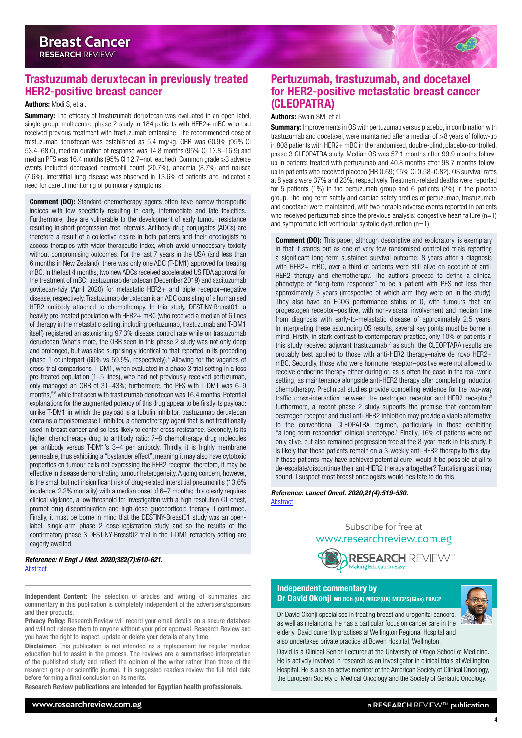## Trastuzumab deruxtecan in previously treated HER2-positive breast cancer

**Authors:** Modi S, et al.

**Summary:** The efficacy of trastuzumab deruxtecan was evaluated in an open-label, single-group, multicentre, phase 2 study in 184 patients with HER2+ mBC who had received previous treatment with trastuzumab emtansine. The recommended dose of trastuzumab deruxtecan was established as 5.4 mg/kg. ORR was 60.9% (95% CI 53.4–68.0), median duration of response was 14.8 months (95% CI 13.8–16.9) and median PFS was 16.4 months (95% CI 12.7–not reached). Common grade ≥3 adverse events included decreased neutrophil count (20.7%), anaemia (8.7%) and nausea (7.6%). Interstitial lung disease was observed in 13.6% of patients and indicated a need for careful monitoring of pulmonary symptoms.

**Comment (DO):** Standard chemotherapy agents often have narrow therapeutic indices with low specificity resulting in early, intermediate and late toxicities. Furthermore, they are vulnerable to the development of early tumour resistance resulting in short progression-free intervals. Antibody drug conjugates (ADCs) are therefore a result of a collective desire in both patients and their oncologists to access therapies with wider therapeutic index, which avoid unnecessary toxicity without compromising outcomes. For the last 7 years in the USA (and less than 6 months in New Zealand), there was only one ADC (T-DM1) approved for treating mBC. In the last 4 months, two new ADCs received accelerated US FDA approval for the treatment of mBC: trastuzumab deruxtecan (December 2019) and sacituzumab govitecan-hziy (April 2020) for metastatic HER2+ and triple receptor–negative disease, respectively. Trastuzumab deruxtecan is an ADC consisting of a humanised HER2 antibody attached to chemotherapy. In this study, DESTINY-Breast01, a heavily pre-treated population with HER2+ mBC (who received a median of 6 lines of therapy in the metastatic setting, including pertuzumab, trastuzumab and T-DM1 itself) registered an astonishing 97.3% disease control rate while on trastuzumab deruxtecan. What's more, the ORR seen in this phase 2 study was not only deep and prolonged, but was also surprisingly identical to that reported in its preceding phase 1 counterpart (60% vs 59.5%, respectively).[4] Allowing for the vagaries of cross-trial comparisons, T-DM1, when evaluated in a phase 3 trial setting in a less pre-treated population (1–5 lines), who had not previously received pertuzumab, only managed an ORR of 31–43%; furthermore, the PFS with T-DM1 was 6–9 months,[5,6] while that seen with trastuzumab deruxtecan was 16.4 months. Potential explanations for the augmented potency of this drug appear to be firstly its payload: unlike T-DM1 in which the payload is a tubulin inhibitor, trastuzumab deruxtecan contains a topoisomerase I inhibitor, a chemotherapy agent that is not traditionally used in breast cancer and so less likely to confer cross-resistance. Secondly, is its higher chemotherapy drug to antibody ratio: 7–8 chemotherapy drug molecules per antibody versus T-DM1's 3–4 per antibody. Thirdly, it is highly membrane permeable, thus exhibiting a "bystander effect", meaning it may also have cytotoxic properties on tumour cells not expressing the HER2 receptor; therefore, it may be effective in disease demonstrating tumour heterogeneity. A going concern, however, is the small but not insignificant risk of drug-related interstitial pneumonitis (13.6% incidence, 2.2% mortality) with a median onset of 6–7 months; this clearly requires clinical vigilance, a low threshold for investigation with a high resolution CT chest, prompt drug discontinuation and high-dose glucocorticoid therapy if confirmed. Finally, it must be borne in mind that the DESTINY-Breast01 study was an open-label, single-arm phase 2 dose-registration study and so the results of the confirmatory phase 3 DESTINY-Breast02 trial in the T-DM1 refractory setting are eagerly awaited.

***Reference: N Engl J Med. 2020;382(7):610-621.***
Abstract

## Pertuzumab, trastuzumab, and docetaxel for HER2-positive metastatic breast cancer (CLEOPATRA)

**Authors:** Swain SM, et al.

**Summary:** Improvements in OS with pertuzumab versus placebo, in combination with trastuzumab and docetaxel, were maintained after a median of >8 years of follow-up in 808 patients with HER2+ mBC in the randomised, double-blind, placebo-controlled, phase 3 CLEOPATRA study. Median OS was 57.1 months after 99.9 months follow-up in patients treated with pertuzumab and 40.8 months after 98.7 months follow-up in patients who received placebo (HR 0.69; 95% CI 0.58–0.82). OS survival rates at 8 years were 37% and 23%, respectively. Treatment-related deaths were reported for 5 patients (1%) in the pertuzumab group and 6 patients (2%) in the placebo group. The long-term safety and cardiac safety profiles of pertuzumab, trastuzumab, and docetaxel were maintained, with two notable adverse events reported in patients who received pertuzumab since the previous analysis: congestive heart failure (n=1) and symptomatic left ventricular systolic dysfunction (n=1).

**Comment (DO):** This paper, although descriptive and exploratory, is exemplary in that it stands out as one of very few randomised controlled trials reporting a significant long-term sustained survival outcome: 8 years after a diagnosis with HER2+ mBC, over a third of patients were still alive on account of anti-HER2 therapy and chemotherapy. The authors proceed to define a clinical phenotype of "long-term responder" to be a patient with PFS not less than approximately 3 years (irrespective of which arm they were on in the study). They also have an ECOG performance status of 0, with tumours that are progestogen receptor–positive, with non-visceral involvement and median time from diagnosis with early-to-metastatic disease of approximately 2.5 years. In interpreting these astounding OS results, several key points must be borne in mind. Firstly, in stark contrast to contemporary practice, only 10% of patients in this study received adjuvant trastuzumab;[7] as such, the CLEOPTARA results are probably best applied to those with anti-HER2 therapy–naïve de novo HER2+ mBC. Secondly, those who were hormone receptor–positive were not allowed to receive endocrine therapy either during or, as is often the case in the real-world setting, as maintenance alongside anti-HER2 therapy after completing induction chemotherapy. Preclinical studies provide compelling evidence for the two-way traffic cross-interaction between the oestrogen receptor and HER2 receptor;[8] furthermore, a recent phase 2 study supports the premise that concomitant oestrogen receptor and dual anti-HER2 inhibition may provide a viable alternative to the conventional CLEOPATRA regimen, particularly in those exhibiting "a long-term responder" clinical phenotype.[9] Finally, 16% of patients were not only alive, but also remained progression free at the 8-year mark in this study. It is likely that these patients remain on a 3-weekly anti-HER2 therapy to this day; if these patients may have achieved potential cure, would it be possible at all to de-escalate/discontinue their anti-HER2 therapy altogether? Tantalising as it may sound, I suspect most breast oncologists would hesitate to do this.

***Reference: Lancet Oncol. 2020;21(4):519-530.***
Abstract

Subscribe for free at
www.researchreview.com.eg

### Independent commentary by Dr David Okonji MB BCh (UK) MRCP(UK) MRCPS(Glas) FRACP

Dr David Okonji specialises in treating breast and urogenital cancers, as well as melanoma. He has a particular focus on cancer care in the elderly. David currently practises at Wellington Regional Hospital and also undertakes private practice at Bowen Hospital, Wellington.

David is a Clinical Senior Lecturer at the University of Otago School of Medicine. He is actively involved in research as an investigator in clinical trials at Wellington Hospital. He is also an active member of the American Society of Clinical Oncology, the European Society of Medical Oncology and the Society of Geriatric Oncology.

**Independent Content:** The selection of articles and writing of summaries and commentary in this publication is completely independent of the advertisers/sponsors and their products.

**Privacy Policy:** Research Review will record your email details on a secure database and will not release them to anyone without your prior approval. Research Review and you have the right to inspect, update or delete your details at any time.

**Disclaimer:** This publication is not intended as a replacement for regular medical education but to assist in the process. The reviews are a summarised interpretation of the published study and reflect the opinion of the writer rather than those of the research group or scientific journal. It is suggested readers review the full trial data before forming a final conclusion on its merits.

**Research Review publications are intended for Egyptian health professionals.**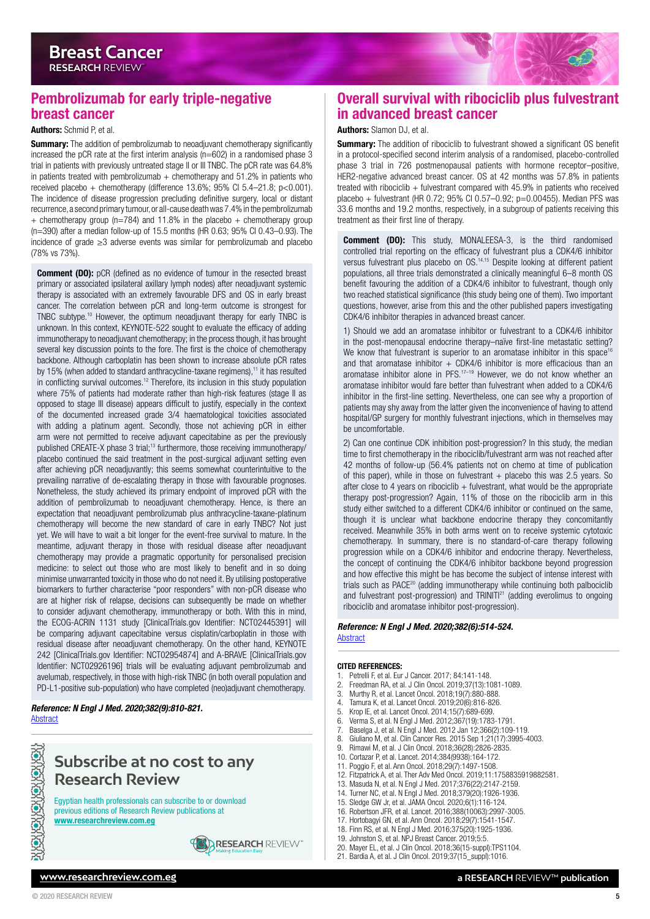## Pembrolizumab for early triple-negative breast cancer

**Authors:** Schmid P, et al.

**Summary:** The addition of pembrolizumab to neoadjuvant chemotherapy significantly increased the pCR rate at the first interim analysis (n=602) in a randomised phase 3 trial in patients with previously untreated stage II or III TNBC. The pCR rate was 64.8% in patients treated with pembrolizumab + chemotherapy and 51.2% in patients who received placebo + chemotherapy (difference 13.6%; 95% CI 5.4–21.8; p<0.001). The incidence of disease progression precluding definitive surgery, local or distant recurrence, a second primary tumour, or all-cause death was 7.4% in the pembrolizumab + chemotherapy group (n=784) and 11.8% in the placebo + chemotherapy group (n=390) after a median follow-up of 15.5 months (HR 0.63; 95% CI 0.43–0.93). The incidence of grade ≥3 adverse events was similar for pembrolizumab and placebo (78% vs 73%).

**Comment (DO):** pCR (defined as no evidence of tumour in the resected breast primary or associated ipsilateral axillary lymph nodes) after neoadjuvant systemic therapy is associated with an extremely favourable DFS and OS in early breast cancer. The correlation between pCR and long-term outcome is strongest for TNBC subtype.[10] However, the optimum neoadjuvant therapy for early TNBC is unknown. In this context, KEYNOTE-522 sought to evaluate the efficacy of adding immunotherapy to neoadjuvant chemotherapy; in the process though, it has brought several key discussion points to the fore. The first is the choice of chemotherapy backbone. Although carboplatin has been shown to increase absolute pCR rates by 15% (when added to standard anthracycline-taxane regimens),[11] it has resulted in conflicting survival outcomes.[12] Therefore, its inclusion in this study population where 75% of patients had moderate rather than high-risk features (stage II as opposed to stage III disease) appears difficult to justify, especially in the context of the documented increased grade 3/4 haematological toxicities associated with adding a platinum agent. Secondly, those not achieving pCR in either arm were not permitted to receive adjuvant capecitabine as per the previously published CREATE-X phase 3 trial;[13] furthermore, those receiving immunotherapy/placebo continued the said treatment in the post-surgical adjuvant setting even after achieving pCR neoadjuvantly; this seems somewhat counterintuitive to the prevailing narrative of de-escalating therapy in those with favourable prognoses. Nonetheless, the study achieved its primary endpoint of improved pCR with the addition of pembrolizumab to neoadjuvant chemotherapy. Hence, is there an expectation that neoadjuvant pembrolizumab plus anthracycline-taxane-platinum chemotherapy will become the new standard of care in early TNBC? Not just yet. We will have to wait a bit longer for the event-free survival to mature. In the meantime, adjuvant therapy in those with residual disease after neoadjuvant chemotherapy may provide a pragmatic opportunity for personalised precision medicine: to select out those who are most likely to benefit and in so doing minimise unwarranted toxicity in those who do not need it. By utilising postoperative biomarkers to further characterise "poor responders" with non-pCR disease who are at higher risk of relapse, decisions can subsequently be made on whether to consider adjuvant chemotherapy, immunotherapy or both. With this in mind, the ECOG-ACRIN 1131 study [ClinicalTrials.gov Identifier: NCT02445391] will be comparing adjuvant capecitabine versus cisplatin/carboplatin in those with residual disease after neoadjuvant chemotherapy. On the other hand, KEYNOTE 242 [ClinicalTrials.gov Identifier: NCT02954874] and A-BRAVE [ClinicalTrials.gov Identifier: NCT02926196] trials will be evaluating adjuvant pembrolizumab and avelumab, respectively, in those with high-risk TNBC (in both overall population and PD-L1-positive sub-population) who have completed (neo)adjuvant chemotherapy.

***Reference:** N Engl J Med. 2020;382(9):810-821.*
Abstract

## Subscribe at no cost to any Research Review

Egyptian health professionals can subscribe to or download previous editions of Research Review publications at **www.researchreview.com.eg**

## Overall survival with ribociclib plus fulvestrant in advanced breast cancer

**Authors:** Slamon DJ, et al.

**Summary:** The addition of ribociclib to fulvestrant showed a significant OS benefit in a protocol-specified second interim analysis of a randomised, placebo-controlled phase 3 trial in 726 postmenopausal patients with hormone receptor–positive, HER2-negative advanced breast cancer. OS at 42 months was 57.8% in patients treated with ribociclib + fulvestrant compared with 45.9% in patients who received placebo + fulvestrant (HR 0.72; 95% CI 0.57–0.92; p=0.00455). Median PFS was 33.6 months and 19.2 months, respectively, in a subgroup of patients receiving this treatment as their first line of therapy.

**Comment (DO):** This study, MONALEESA-3, is the third randomised controlled trial reporting on the efficacy of fulvestrant plus a CDK4/6 inhibitor versus fulvestrant plus placebo on OS.[14,15] Despite looking at different patient populations, all three trials demonstrated a clinically meaningful 6–8 month OS benefit favouring the addition of a CDK4/6 inhibitor to fulvestrant, though only two reached statistical significance (this study being one of them). Two important questions, however, arise from this and the other published papers investigating CDK4/6 inhibitor therapies in advanced breast cancer.

1) Should we add an aromatase inhibitor or fulvestrant to a CDK4/6 inhibitor in the post-menopausal endocrine therapy–naïve first-line metastatic setting? We know that fulvestrant is superior to an aromatase inhibitor in this space[16] and that aromatase inhibitor + CDK4/6 inhibitor is more efficacious than an aromatase inhibitor alone in PFS.[17–19] However, we do not know whether an aromatase inhibitor would fare better than fulvestrant when added to a CDK4/6 inhibitor in the first-line setting. Nevertheless, one can see why a proportion of patients may shy away from the latter given the inconvenience of having to attend hospital/GP surgery for monthly fulvestrant injections, which in themselves may be uncomfortable.

2) Can one continue CDK inhibition post-progression? In this study, the median time to first chemotherapy in the ribociclib/fulvestrant arm was not reached after 42 months of follow-up (56.4% patients not on chemo at time of publication of this paper), while in those on fulvestrant + placebo this was 2.5 years. So after close to 4 years on ribociclib + fulvestrant, what would be the appropriate therapy post-progression? Again, 11% of those on the ribociclib arm in this study either switched to a different CDK4/6 inhibitor or continued on the same, though it is unclear what backbone endocrine therapy they concomitantly received. Meanwhile 35% in both arms went on to receive systemic cytotoxic chemotherapy. In summary, there is no standard-of-care therapy following progression while on a CDK4/6 inhibitor and endocrine therapy. Nevertheless, the concept of continuing the CDK4/6 inhibitor backbone beyond progression and how effective this might be has become the subject of intense interest with trials such as PACE[20] (adding immunotherapy while continuing both palbociclib and fulvestrant post-progression) and TRINITI[21] (adding everolimus to ongoing ribociclib and aromatase inhibitor post-progression).

***Reference:** N Engl J Med. 2020;382(6):514-524.*
Abstract

### CITED REFERENCES:

1. Petrelli F, et al. Eur J Cancer. 2017; 84:141-148.
2. Freedman RA, et al. J Clin Oncol. 2019;37(13):1081-1089.
3. Murthy R, et al. Lancet Oncol. 2018;19(7):880-888.
4. Tamura K, et al. Lancet Oncol. 2019;20(6):816-826.
5. Krop IE, et al. Lancet Oncol. 2014;15(7):689-699.
6. Verma S, et al. N Engl J Med. 2012;367(19):1783-1791.
7. Baselga J, et al. N Engl J Med. 2012 Jan 12;366(2):109-119.
8. Giuliano M, et al. Clin Cancer Res. 2015 Sep 1;21(17):3995-4003.
9. Rimawi M, et al. J Clin Oncol. 2018;36(28):2826-2835.
10. Cortazar P, et al. Lancet. 2014;384(9938):164-172.
11. Poggio F, et al. Ann Oncol. 2018;29(7):1497-1508.
12. Fitzpatrick A, et al. Ther Adv Med Oncol. 2019;11:1758835919882581.
13. Masuda N, et al. N Engl J Med. 2017;376(22):2147-2159.
14. Turner NC, et al. N Engl J Med. 2018;379(20):1926-1936.
15. Sledge GW Jr, et al. JAMA Oncol. 2020;6(1):116-124.
16. Robertson JFR, et al. Lancet. 2016;388(10063):2997-3005.
17. Hortobagyi GN, et al. Ann Oncol. 2018;29(7):1541-1547.
18. Finn RS, et al. N Engl J Med. 2016;375(20):1925-1936.
19. Johnston S, et al. NPJ Breast Cancer. 2019;5:5.
20. Mayer EL, et al. J Clin Oncol. 2018;36(15-suppl):TPS1104.
21. Bardia A, et al. J Clin Oncol. 2019;37(15_suppl):1016.